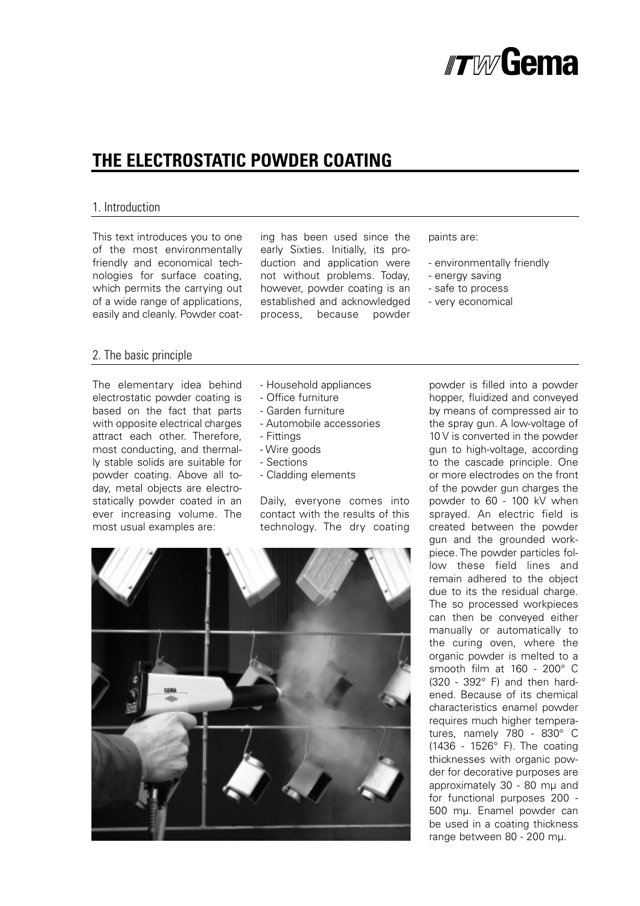# THE ELECTROSTATIC POWDER COATING

## 1. Introduction

This text introduces you to one of the most environmentally friendly and economical technologies for surface coating, which permits the carrying out of a wide range of applications, easily and cleanly. Powder coating has been used since the early Sixties. Initially, its production and application were not without problems. Today, however, powder coating is an established and acknowledged process, because powder paints are:

- environmentally friendly
- energy saving
- safe to process
- very economical

## 2. The basic principle

The elementary idea behind electrostatic powder coating is based on the fact that parts with opposite electrical charges attract each other. Therefore, most conducting, and thermally stable solids are suitable for powder coating. Above all today, metal objects are electrostatically powder coated in an ever increasing volume. The most usual examples are:

- Household appliances
- Office furniture
- Garden furniture
- Automobile accessories
- Fittings
- Wire goods
- Sections
- Cladding elements

Daily, everyone comes into contact with the results of this technology. The dry coating powder is filled into a powder hopper, fluidized and conveyed by means of compressed air to the spray gun. A low-voltage of 10 V is converted in the powder gun to high-voltage, according to the cascade principle. One or more electrodes on the front of the powder gun charges the powder to 60 - 100 kV when sprayed. An electric field is created between the powder gun and the grounded workpiece. The powder particles follow these field lines and remain adhered to the object due to its the residual charge. The so processed workpieces can then be conveyed either manually or automatically to the curing oven, where the organic powder is melted to a smooth film at 160 - 200° C (320 - 392° F) and then hardened. Because of its chemical characteristics enamel powder requires much higher temperatures, namely 780 - 830° C (1436 - 1526° F). The coating thicknesses with organic powder for decorative purposes are approximately 30 - 80 mμ and for functional purposes 200 - 500 mμ. Enamel powder can be used in a coating thickness range between 80 - 200 mμ.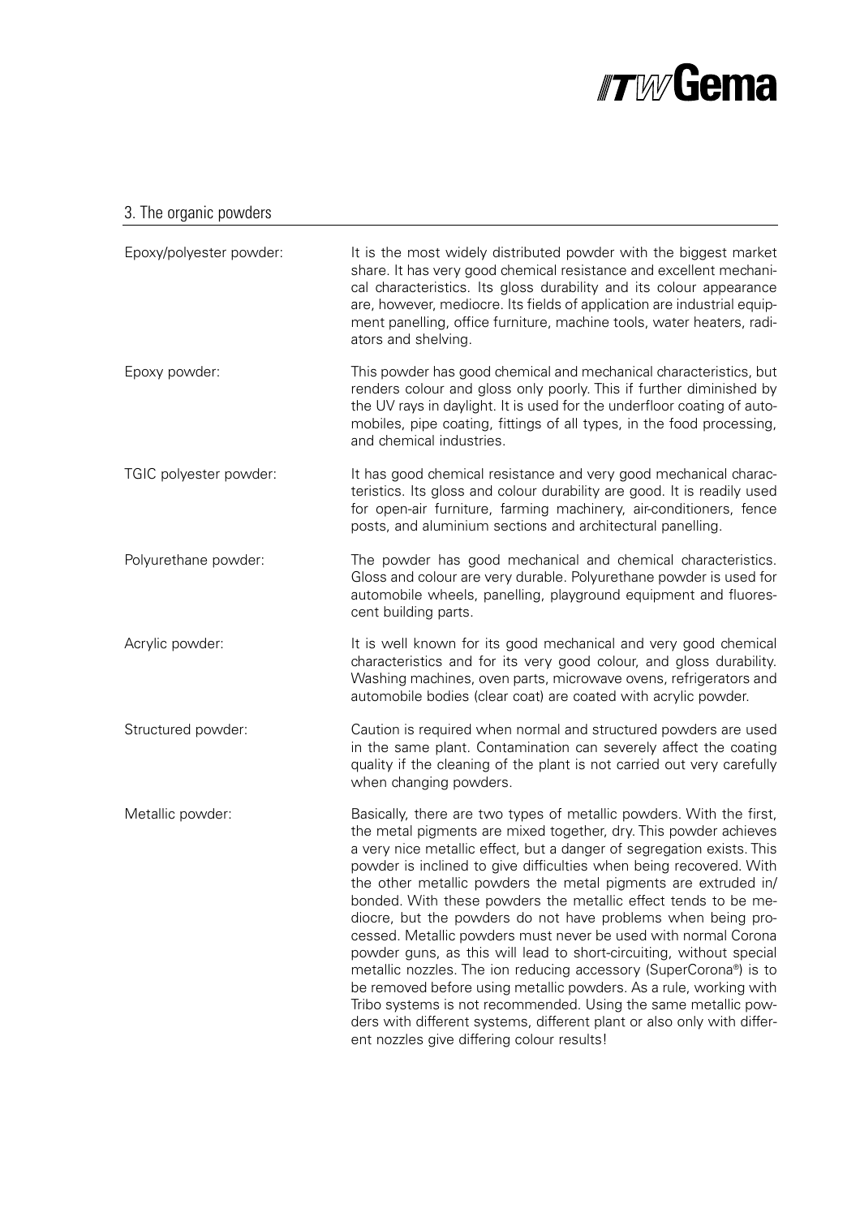## 3. The organic powders

**Epoxy/polyester powder:** It is the most widely distributed powder with the biggest market share. It has very good chemical resistance and excellent mechanical characteristics. Its gloss durability and its colour appearance are, however, mediocre. Its fields of application are industrial equipment panelling, office furniture, machine tools, water heaters, radiators and shelving.

**Epoxy powder:** This powder has good chemical and mechanical characteristics, but renders colour and gloss only poorly. This if further diminished by the UV rays in daylight. It is used for the underfloor coating of automobiles, pipe coating, fittings of all types, in the food processing, and chemical industries.

**TGIC polyester powder:** It has good chemical resistance and very good mechanical characteristics. Its gloss and colour durability are good. It is readily used for open-air furniture, farming machinery, air-conditioners, fence posts, and aluminium sections and architectural panelling.

**Polyurethane powder:** The powder has good mechanical and chemical characteristics. Gloss and colour are very durable. Polyurethane powder is used for automobile wheels, panelling, playground equipment and fluorescent building parts.

**Acrylic powder:** It is well known for its good mechanical and very good chemical characteristics and for its very good colour, and gloss durability. Washing machines, oven parts, microwave ovens, refrigerators and automobile bodies (clear coat) are coated with acrylic powder.

**Structured powder:** Caution is required when normal and structured powders are used in the same plant. Contamination can severely affect the coating quality if the cleaning of the plant is not carried out very carefully when changing powders.

**Metallic powder:** Basically, there are two types of metallic powders. With the first, the metal pigments are mixed together, dry. This powder achieves a very nice metallic effect, but a danger of segregation exists. This powder is inclined to give difficulties when being recovered. With the other metallic powders the metal pigments are extruded in/bonded. With these powders the metallic effect tends to be mediocre, but the powders do not have problems when being processed. Metallic powders must never be used with normal Corona powder guns, as this will lead to short-circuiting, without special metallic nozzles. The ion reducing accessory (SuperCorona®) is to be removed before using metallic powders. As a rule, working with Tribo systems is not recommended. Using the same metallic powders with different systems, different plant or also only with different nozzles give differing colour results!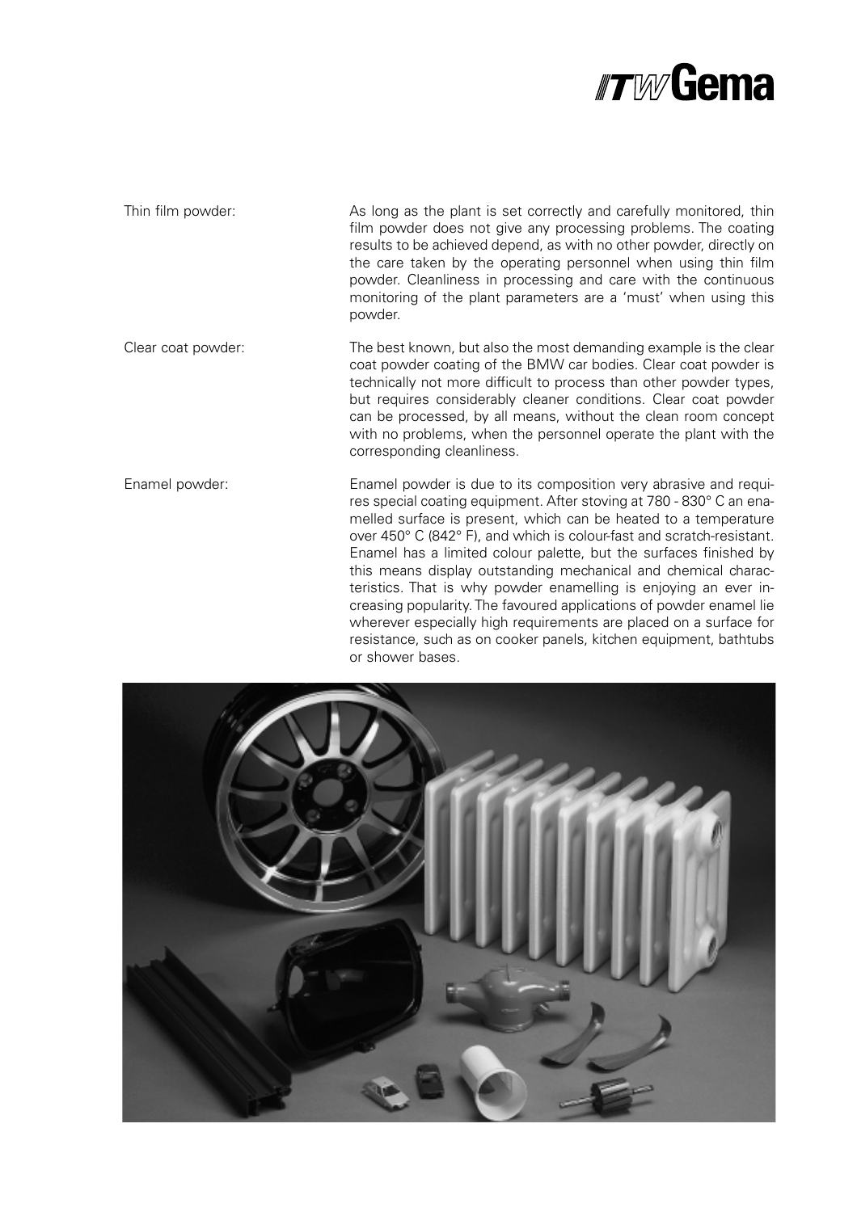**Thin film powder:** As long as the plant is set correctly and carefully monitored, thin film powder does not give any processing problems. The coating results to be achieved depend, as with no other powder, directly on the care taken by the operating personnel when using thin film powder. Cleanliness in processing and care with the continuous monitoring of the plant parameters are a 'must' when using this powder.

**Clear coat powder:** The best known, but also the most demanding example is the clear coat powder coating of the BMW car bodies. Clear coat powder is technically not more difficult to process than other powder types, but requires considerably cleaner conditions. Clear coat powder can be processed, by all means, without the clean room concept with no problems, when the personnel operate the plant with the corresponding cleanliness.

**Enamel powder:** Enamel powder is due to its composition very abrasive and requires special coating equipment. After stoving at 780 - 830° C an enamelled surface is present, which can be heated to a temperature over 450° C (842° F), and which is colour-fast and scratch-resistant. Enamel has a limited colour palette, but the surfaces finished by this means display outstanding mechanical and chemical characteristics. That is why powder enamelling is enjoying an ever increasing popularity. The favoured applications of powder enamel lie wherever especially high requirements are placed on a surface for resistance, such as on cooker panels, kitchen equipment, bathtubs or shower bases.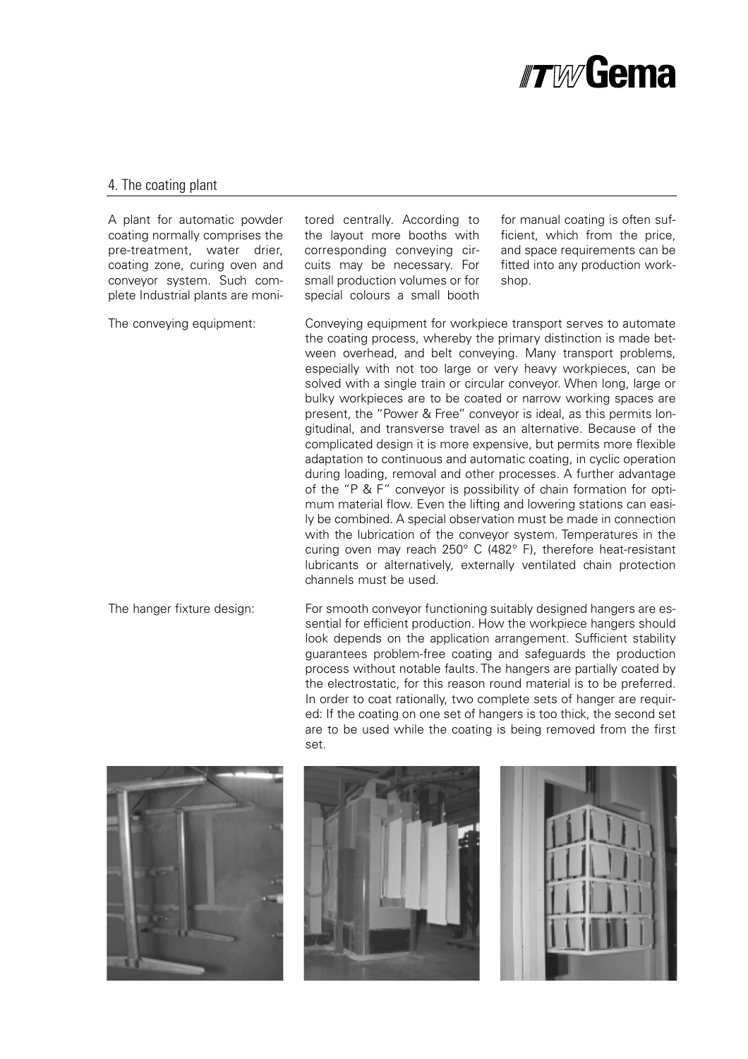## 4. The coating plant

A plant for automatic powder coating normally comprises the pre-treatment, water drier, coating zone, curing oven and conveyor system. Such complete Industrial plants are monitored centrally. According to the layout more booths with corresponding conveying circuits may be necessary. For small production volumes or for special colours a small booth for manual coating is often sufficient, which from the price, and space requirements can be fitted into any production workshop.

**The conveying equipment:**

Conveying equipment for workpiece transport serves to automate the coating process, whereby the primary distinction is made between overhead, and belt conveying. Many transport problems, especially with not too large or very heavy workpieces, can be solved with a single train or circular conveyor. When long, large or bulky workpieces are to be coated or narrow working spaces are present, the "Power & Free" conveyor is ideal, as this permits longitudinal, and transverse travel as an alternative. Because of the complicated design it is more expensive, but permits more flexible adaptation to continuous and automatic coating, in cyclic operation during loading, removal and other processes. A further advantage of the "P & F" conveyor is possibility of chain formation for optimum material flow. Even the lifting and lowering stations can easily be combined. A special observation must be made in connection with the lubrication of the conveyor system. Temperatures in the curing oven may reach 250° C (482° F), therefore heat-resistant lubricants or alternatively, externally ventilated chain protection channels must be used.

**The hanger fixture design:**

For smooth conveyor functioning suitably designed hangers are essential for efficient production. How the workpiece hangers should look depends on the application arrangement. Sufficient stability guarantees problem-free coating and safeguards the production process without notable faults. The hangers are partially coated by the electrostatic, for this reason round material is to be preferred. In order to coat rationally, two complete sets of hanger are required: If the coating on one set of hangers is too thick, the second set are to be used while the coating is being removed from the first set.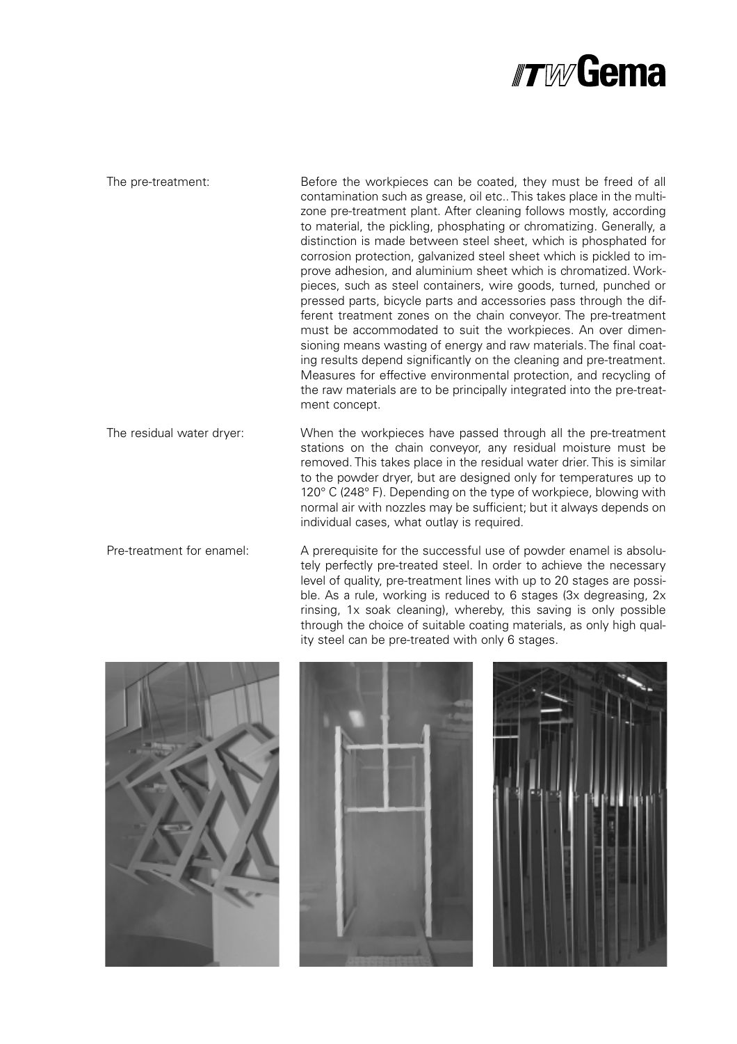**The pre-treatment:**

Before the workpieces can be coated, they must be freed of all contamination such as grease, oil etc.. This takes place in the multi-zone pre-treatment plant. After cleaning follows mostly, according to material, the pickling, phosphating or chromatizing. Generally, a distinction is made between steel sheet, which is phosphated for corrosion protection, galvanized steel sheet which is pickled to improve adhesion, and aluminium sheet which is chromatized. Workpieces, such as steel containers, wire goods, turned, punched or pressed parts, bicycle parts and accessories pass through the different treatment zones on the chain conveyor. The pre-treatment must be accommodated to suit the workpieces. An over dimensioning means wasting of energy and raw materials. The final coating results depend significantly on the cleaning and pre-treatment. Measures for effective environmental protection, and recycling of the raw materials are to be principally integrated into the pre-treatment concept.

**The residual water dryer:**

When the workpieces have passed through all the pre-treatment stations on the chain conveyor, any residual moisture must be removed. This takes place in the residual water drier. This is similar to the powder dryer, but are designed only for temperatures up to 120° C (248° F). Depending on the type of workpiece, blowing with normal air with nozzles may be sufficient; but it always depends on individual cases, what outlay is required.

**Pre-treatment for enamel:**

A prerequisite for the successful use of powder enamel is absolutely perfectly pre-treated steel. In order to achieve the necessary level of quality, pre-treatment lines with up to 20 stages are possible. As a rule, working is reduced to 6 stages (3x degreasing, 2x rinsing, 1x soak cleaning), whereby, this saving is only possible through the choice of suitable coating materials, as only high quality steel can be pre-treated with only 6 stages.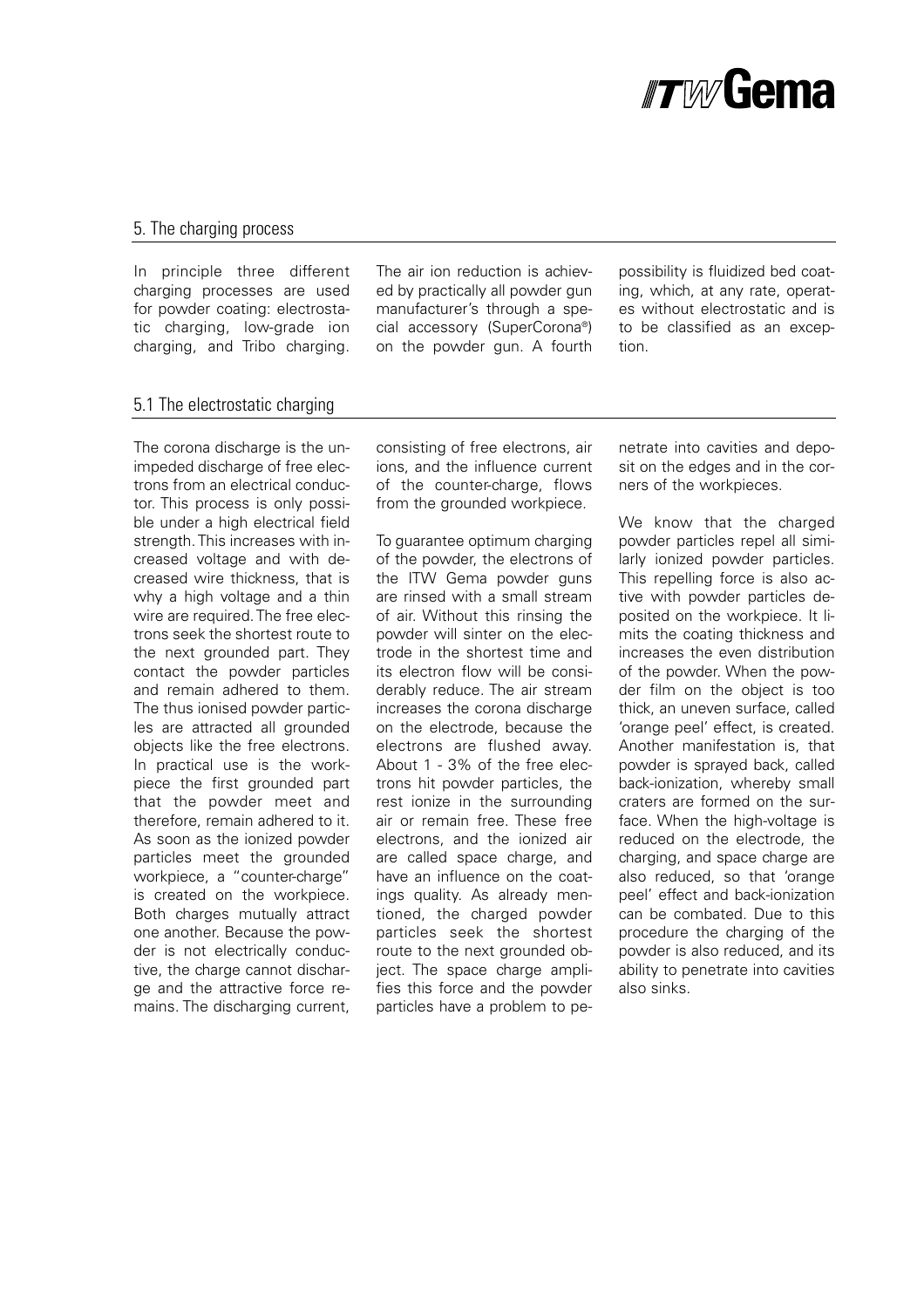## 5. The charging process

In principle three different charging processes are used for powder coating: electrostatic charging, low-grade ion charging, and Tribo charging. The air ion reduction is achieved by practically all powder gun manufacturer's through a special accessory (SuperCorona®) on the powder gun. A fourth possibility is fluidized bed coating, which, at any rate, operates without electrostatic and is to be classified as an exception.

### 5.1 The electrostatic charging

The corona discharge is the unimpeded discharge of free electrons from an electrical conductor. This process is only possible under a high electrical field strength. This increases with increased voltage and with decreased wire thickness, that is why a high voltage and a thin wire are required. The free electrons seek the shortest route to the next grounded part. They contact the powder particles and remain adhered to them. The thus ionised powder particles are attracted all grounded objects like the free electrons. In practical use is the workpiece the first grounded part that the powder meet and therefore, remain adhered to it. As soon as the ionized powder particles meet the grounded workpiece, a "counter-charge" is created on the workpiece. Both charges mutually attract one another. Because the powder is not electrically conductive, the charge cannot discharge and the attractive force remains. The discharging current, consisting of free electrons, air ions, and the influence current of the counter-charge, flows from the grounded workpiece.

To guarantee optimum charging of the powder, the electrons of the ITW Gema powder guns are rinsed with a small stream of air. Without this rinsing the powder will sinter on the electrode in the shortest time and its electron flow will be considerably reduce. The air stream increases the corona discharge on the electrode, because the electrons are flushed away. About 1 - 3% of the free electrons hit powder particles, the rest ionize in the surrounding air or remain free. These free electrons, and the ionized air are called space charge, and have an influence on the coatings quality. As already mentioned, the charged powder particles seek the shortest route to the next grounded object. The space charge amplifies this force and the powder particles have a problem to penetrate into cavities and deposit on the edges and in the corners of the workpieces.

We know that the charged powder particles repel all similarly ionized powder particles. This repelling force is also active with powder particles deposited on the workpiece. It limits the coating thickness and increases the even distribution of the powder. When the powder film on the object is too thick, an uneven surface, called 'orange peel' effect, is created. Another manifestation is, that powder is sprayed back, called back-ionization, whereby small craters are formed on the surface. When the high-voltage is reduced on the electrode, the charging, and space charge are also reduced, so that 'orange peel' effect and back-ionization can be combated. Due to this procedure the charging of the powder is also reduced, and its ability to penetrate into cavities also sinks.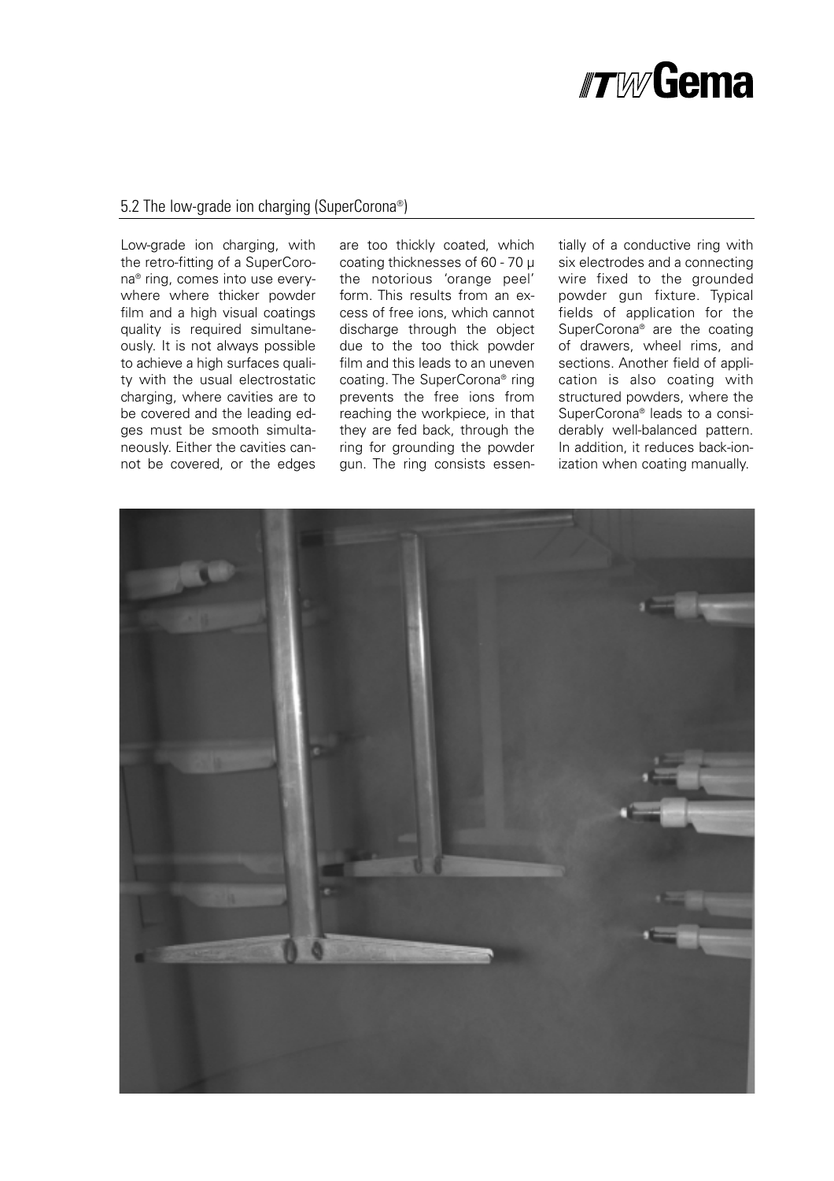## 5.2 The low-grade ion charging (SuperCorona®)

Low-grade ion charging, with the retro-fitting of a SuperCorona® ring, comes into use everywhere where thicker powder film and a high visual coatings quality is required simultaneously. It is not always possible to achieve a high surfaces quality with the usual electrostatic charging, where cavities are to be covered and the leading edges must be smooth simultaneously. Either the cavities cannot be covered, or the edges are too thickly coated, which coating thicknesses of 60 - 70 µ the notorious 'orange peel' form. This results from an excess of free ions, which cannot discharge through the object due to the too thick powder film and this leads to an uneven coating. The SuperCorona® ring prevents the free ions from reaching the workpiece, in that they are fed back, through the ring for grounding the powder gun. The ring consists essentially of a conductive ring with six electrodes and a connecting wire fixed to the grounded powder gun fixture. Typical fields of application for the SuperCorona® are the coating of drawers, wheel rims, and sections. Another field of application is also coating with structured powders, where the SuperCorona® leads to a considerably well-balanced pattern. In addition, it reduces back-ionization when coating manually.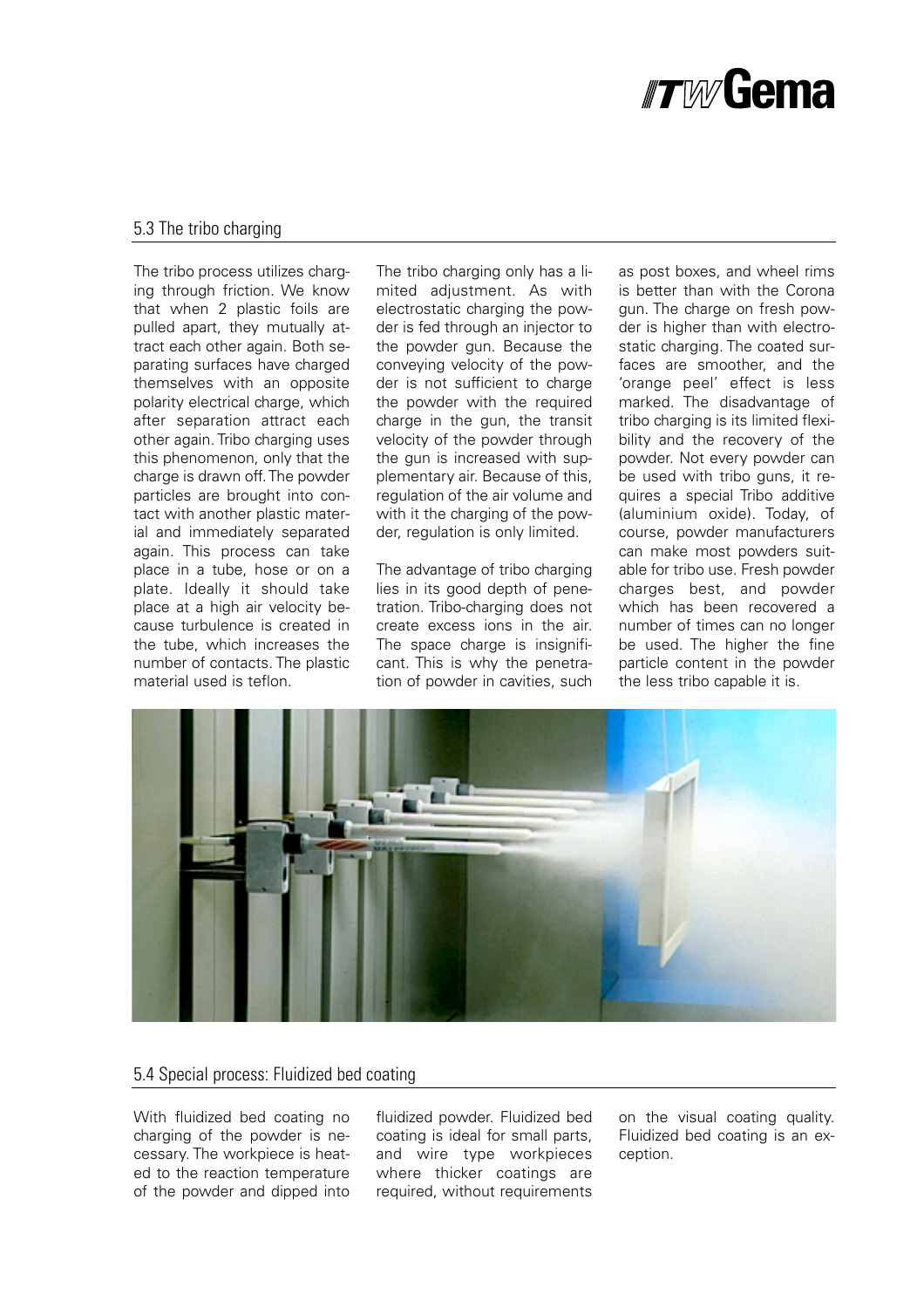## 5.3 The tribo charging

The tribo process utilizes charging through friction. We know that when 2 plastic foils are pulled apart, they mutually attract each other again. Both separating surfaces have charged themselves with an opposite polarity electrical charge, which after separation attract each other again. Tribo charging uses this phenomenon, only that the charge is drawn off. The powder particles are brought into contact with another plastic material and immediately separated again. This process can take place in a tube, hose or on a plate. Ideally it should take place at a high air velocity because turbulence is created in the tube, which increases the number of contacts. The plastic material used is teflon.

The tribo charging only has a limited adjustment. As with electrostatic charging the powder is fed through an injector to the powder gun. Because the conveying velocity of the powder is not sufficient to charge the powder with the required charge in the gun, the transit velocity of the powder through the gun is increased with supplementary air. Because of this, regulation of the air volume and with it the charging of the powder, regulation is only limited.

The advantage of tribo charging lies in its good depth of penetration. Tribo-charging does not create excess ions in the air. The space charge is insignificant. This is why the penetration of powder in cavities, such as post boxes, and wheel rims is better than with the Corona gun. The charge on fresh powder is higher than with electrostatic charging. The coated surfaces are smoother, and the 'orange peel' effect is less marked. The disadvantage of tribo charging is its limited flexibility and the recovery of the powder. Not every powder can be used with tribo guns, it requires a special Tribo additive (aluminium oxide). Today, of course, powder manufacturers can make most powders suitable for tribo use. Fresh powder charges best, and powder which has been recovered a number of times can no longer be used. The higher the fine particle content in the powder the less tribo capable it is.

## 5.4 Special process: Fluidized bed coating

With fluidized bed coating no charging of the powder is necessary. The workpiece is heated to the reaction temperature of the powder and dipped into fluidized powder. Fluidized bed coating is ideal for small parts, and wire type workpieces where thicker coatings are required, without requirements on the visual coating quality. Fluidized bed coating is an exception.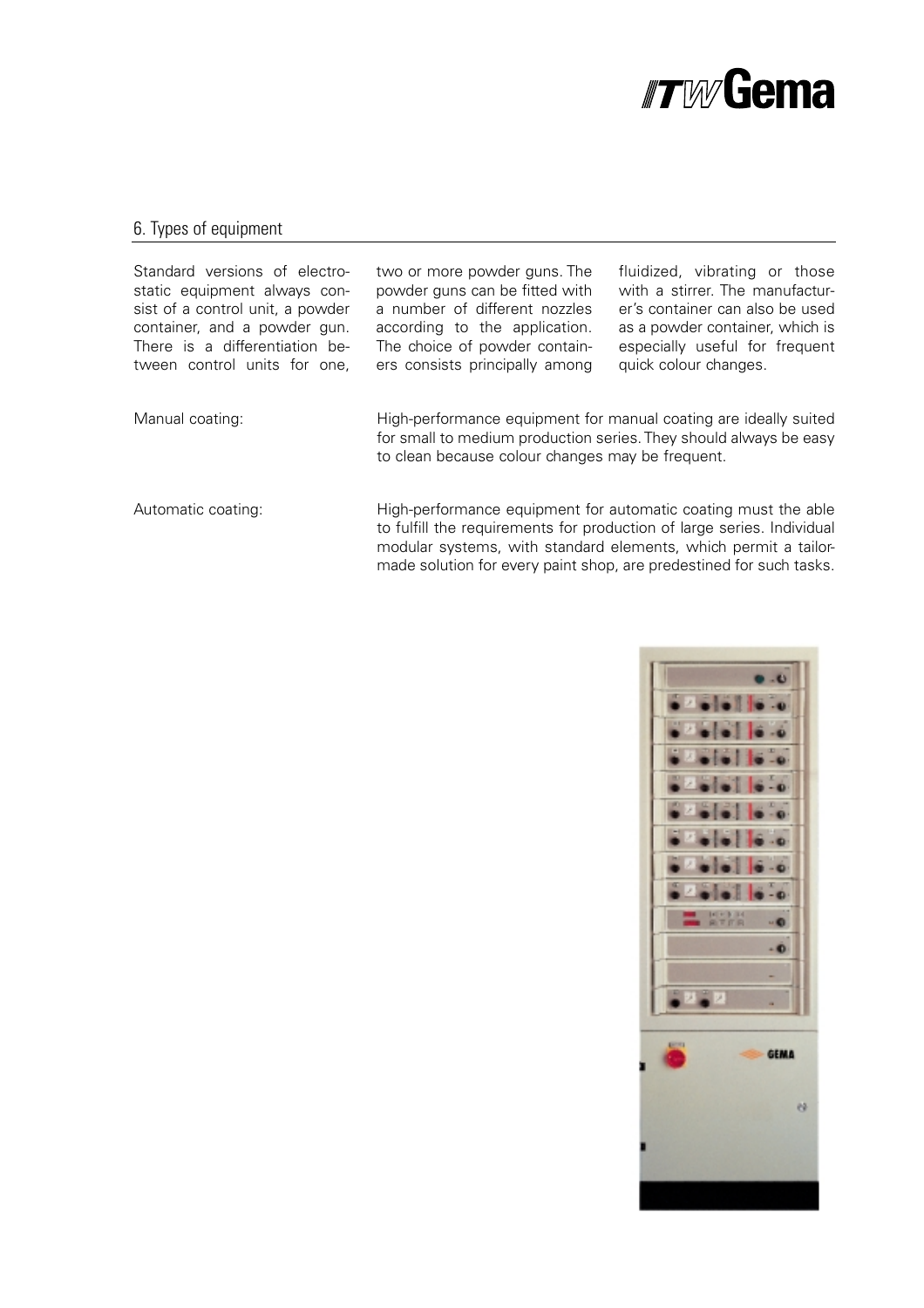## 6. Types of equipment

Standard versions of electrostatic equipment always consist of a control unit, a powder container, and a powder gun. There is a differentiation between control units for one, two or more powder guns. The powder guns can be fitted with a number of different nozzles according to the application. The choice of powder containers consists principally among fluidized, vibrating or those with a stirrer. The manufacturer's container can also be used as a powder container, which is especially useful for frequent quick colour changes.

Manual coating:

High-performance equipment for manual coating are ideally suited for small to medium production series. They should always be easy to clean because colour changes may be frequent.

Automatic coating:

High-performance equipment for automatic coating must the able to fulfill the requirements for production of large series. Individual modular systems, with standard elements, which permit a tailor-made solution for every paint shop, are predestined for such tasks.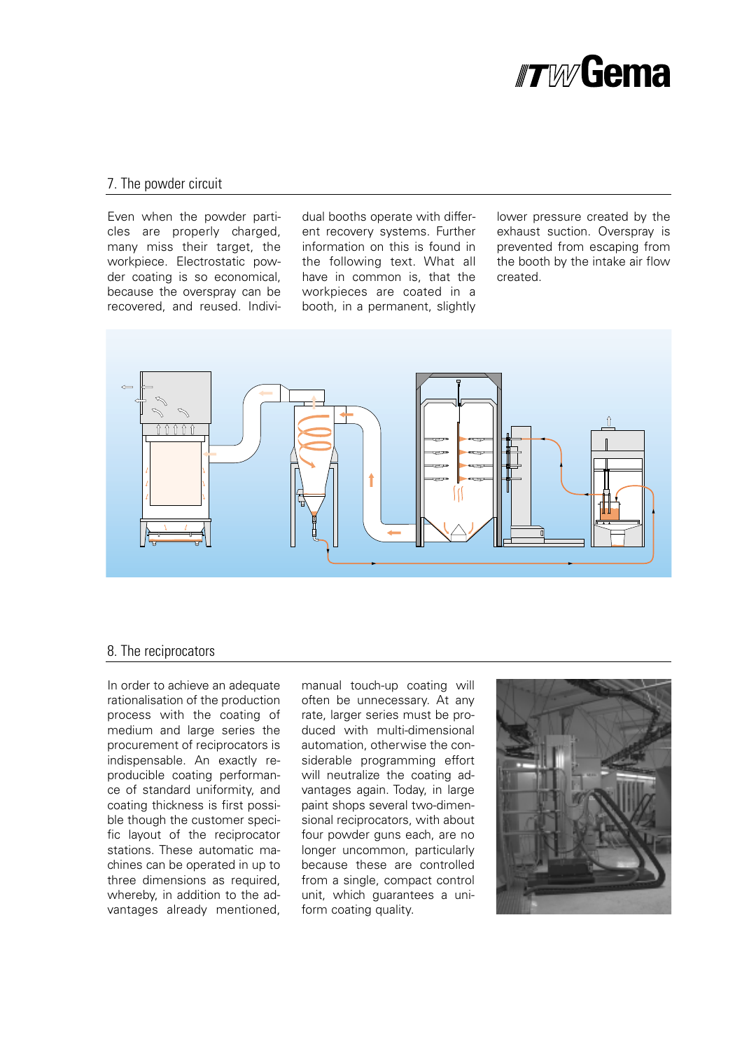## 7. The powder circuit

Even when the powder particles are properly charged, many miss their target, the workpiece. Electrostatic powder coating is so economical, because the overspray can be recovered, and reused. Individual booths operate with different recovery systems. Further information on this is found in the following text. What all have in common is, that the workpieces are coated in a booth, in a permanent, slightly lower pressure created by the exhaust suction. Overspray is prevented from escaping from the booth by the intake air flow created.

## 8. The reciprocators

In order to achieve an adequate rationalisation of the production process with the coating of medium and large series the procurement of reciprocators is indispensable. An exactly reproducible coating performance of standard uniformity, and coating thickness is first possible though the customer specific layout of the reciprocator stations. These automatic machines can be operated in up to three dimensions as required, whereby, in addition to the advantages already mentioned, manual touch-up coating will often be unnecessary. At any rate, larger series must be produced with multi-dimensional automation, otherwise the considerable programming effort will neutralize the coating advantages again. Today, in large paint shops several two-dimensional reciprocators, with about four powder guns each, are no longer uncommon, particularly because these are controlled from a single, compact control unit, which guarantees a uniform coating quality.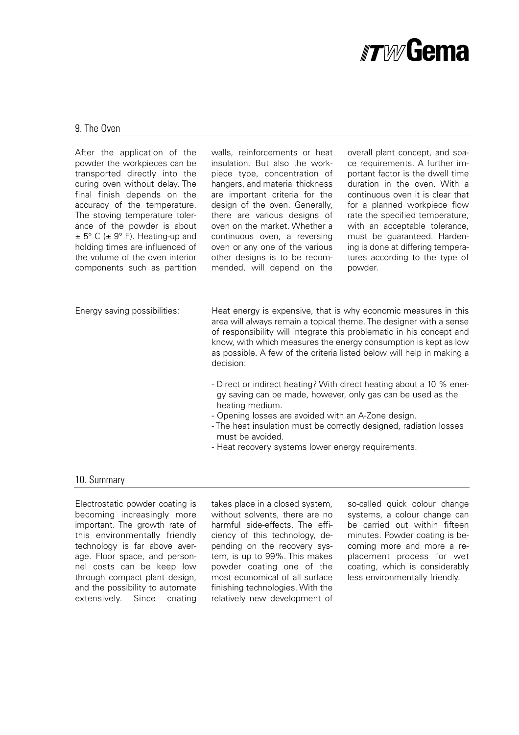## 9. The Oven

After the application of the powder the workpieces can be transported directly into the curing oven without delay. The final finish depends on the accuracy of the temperature. The stoving temperature tolerance of the powder is about ± 5° C (± 9° F). Heating-up and holding times are influenced of the volume of the oven interior components such as partition walls, reinforcements or heat insulation. But also the workpiece type, concentration of hangers, and material thickness are important criteria for the design of the oven. Generally, there are various designs of oven on the market. Whether a continuous oven, a reversing oven or any one of the various other designs is to be recommended, will depend on the overall plant concept, and space requirements. A further important factor is the dwell time duration in the oven. With a continuous oven it is clear that for a planned workpiece flow rate the specified temperature, with an acceptable tolerance, must be guaranteed. Hardening is done at differing temperatures according to the type of powder.

Energy saving possibilities:

Heat energy is expensive, that is why economic measures in this area will always remain a topical theme. The designer with a sense of responsibility will integrate this problematic in his concept and know, with which measures the energy consumption is kept as low as possible. A few of the criteria listed below will help in making a decision:

- Direct or indirect heating? With direct heating about a 10 % energy saving can be made, however, only gas can be used as the heating medium.
- Opening losses are avoided with an A-Zone design.
- The heat insulation must be correctly designed, radiation losses must be avoided.
- Heat recovery systems lower energy requirements.

## 10. Summary

Electrostatic powder coating is becoming increasingly more important. The growth rate of this environmentally friendly technology is far above average. Floor space, and personnel costs can be keep low through compact plant design, and the possibility to automate extensively. Since coating takes place in a closed system, without solvents, there are no harmful side-effects. The efficiency of this technology, depending on the recovery system, is up to 99%. This makes powder coating one of the most economical of all surface finishing technologies. With the relatively new development of so-called quick colour change systems, a colour change can be carried out within fifteen minutes. Powder coating is becoming more and more a replacement process for wet coating, which is considerably less environmentally friendly.